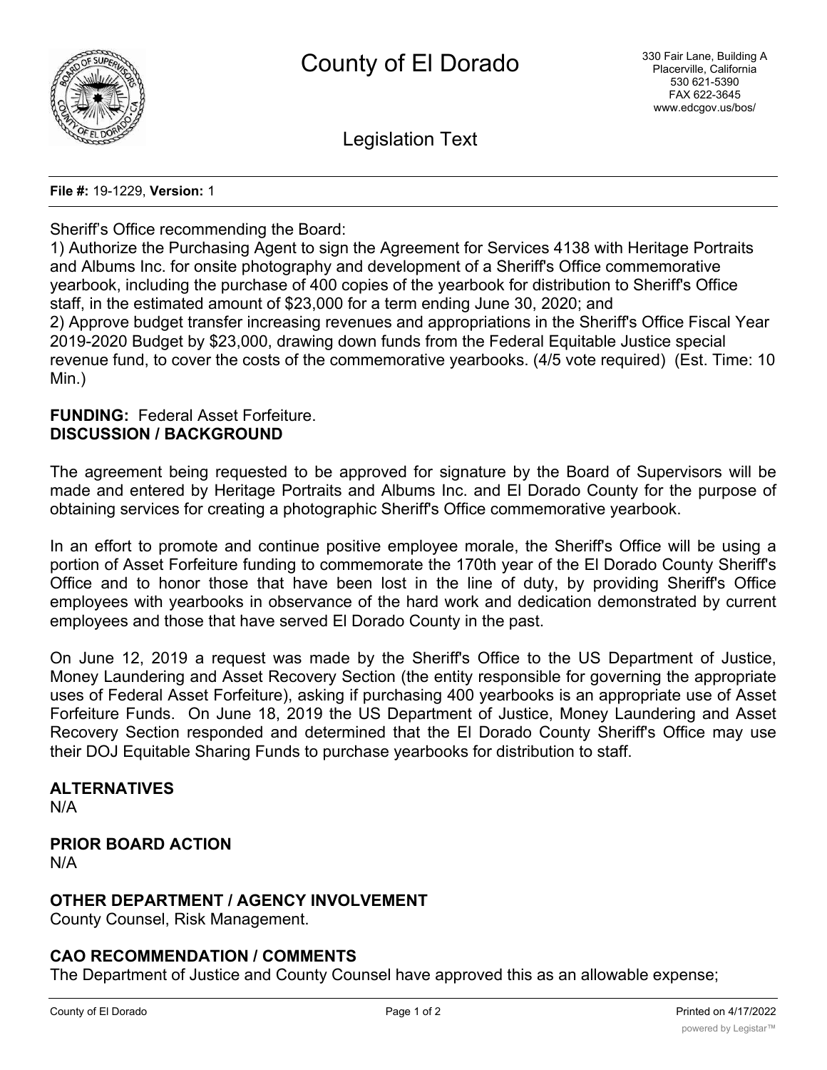# County of El Dorado

330 Fair Lane, Building A
Placerville, California
530 621-5390
FAX 622-3645
www.edcgov.us/bos/

## Legislation Text

**File #:** 19-1229, **Version:** 1

Sheriff's Office recommending the Board:
1) Authorize the Purchasing Agent to sign the Agreement for Services 4138 with Heritage Portraits and Albums Inc. for onsite photography and development of a Sheriff's Office commemorative yearbook, including the purchase of 400 copies of the yearbook for distribution to Sheriff's Office staff, in the estimated amount of $23,000 for a term ending June 30, 2020; and
2) Approve budget transfer increasing revenues and appropriations in the Sheriff's Office Fiscal Year 2019-2020 Budget by $23,000, drawing down funds from the Federal Equitable Justice special revenue fund, to cover the costs of the commemorative yearbooks. (4/5 vote required) (Est. Time: 10 Min.)

**FUNDING:** Federal Asset Forfeiture.

**DISCUSSION / BACKGROUND**

The agreement being requested to be approved for signature by the Board of Supervisors will be made and entered by Heritage Portraits and Albums Inc. and El Dorado County for the purpose of obtaining services for creating a photographic Sheriff's Office commemorative yearbook.

In an effort to promote and continue positive employee morale, the Sheriff's Office will be using a portion of Asset Forfeiture funding to commemorate the 170th year of the El Dorado County Sheriff's Office and to honor those that have been lost in the line of duty, by providing Sheriff's Office employees with yearbooks in observance of the hard work and dedication demonstrated by current employees and those that have served El Dorado County in the past.

On June 12, 2019 a request was made by the Sheriff's Office to the US Department of Justice, Money Laundering and Asset Recovery Section (the entity responsible for governing the appropriate uses of Federal Asset Forfeiture), asking if purchasing 400 yearbooks is an appropriate use of Asset Forfeiture Funds. On June 18, 2019 the US Department of Justice, Money Laundering and Asset Recovery Section responded and determined that the El Dorado County Sheriff's Office may use their DOJ Equitable Sharing Funds to purchase yearbooks for distribution to staff.

**ALTERNATIVES**

N/A

**PRIOR BOARD ACTION**

N/A

**OTHER DEPARTMENT / AGENCY INVOLVEMENT**

County Counsel, Risk Management.

**CAO RECOMMENDATION / COMMENTS**

The Department of Justice and County Counsel have approved this as an allowable expense;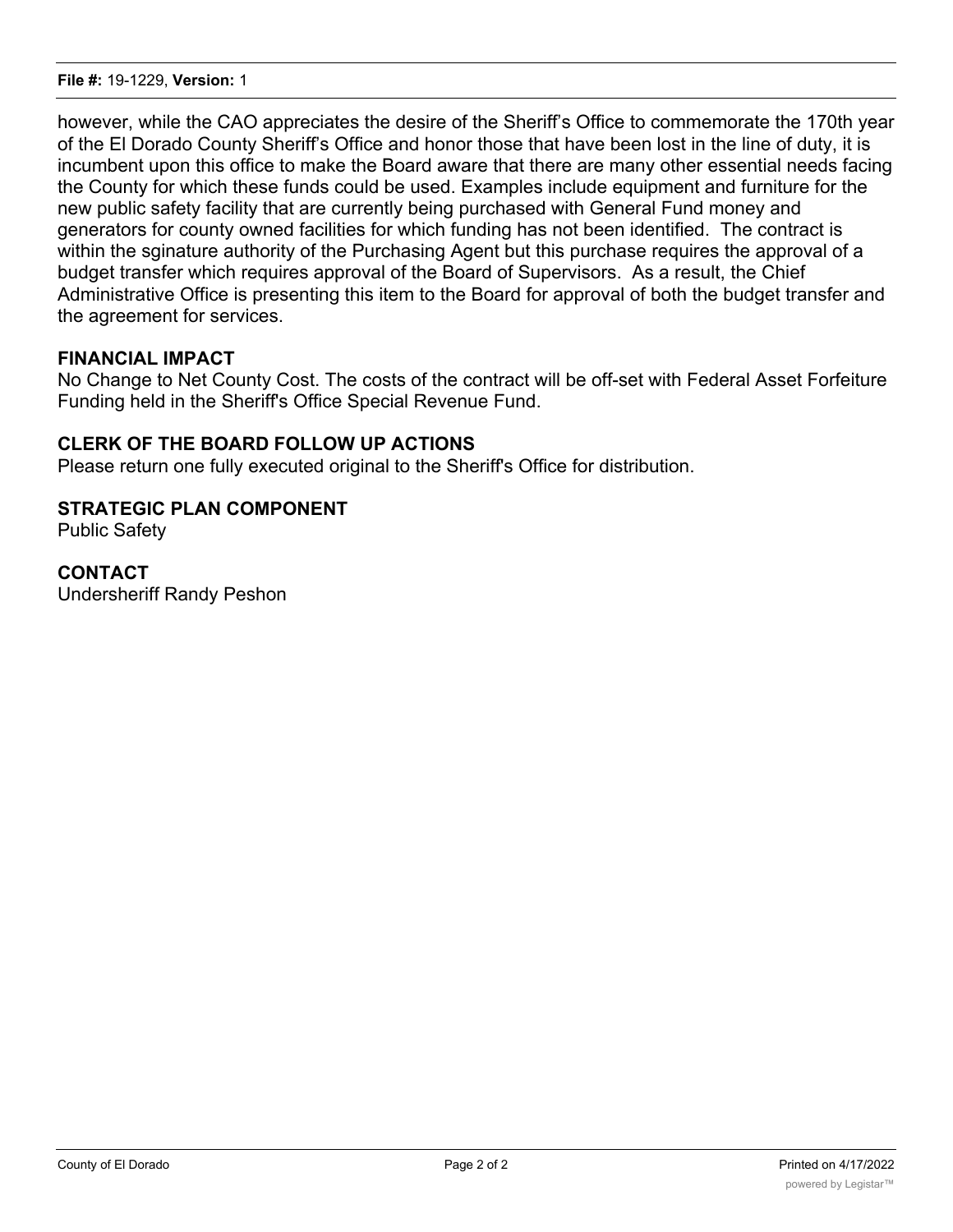however, while the CAO appreciates the desire of the Sheriff's Office to commemorate the 170th year of the El Dorado County Sheriff's Office and honor those that have been lost in the line of duty, it is incumbent upon this office to make the Board aware that there are many other essential needs facing the County for which these funds could be used. Examples include equipment and furniture for the new public safety facility that are currently being purchased with General Fund money and generators for county owned facilities for which funding has not been identified. The contract is within the sginature authority of the Purchasing Agent but this purchase requires the approval of a budget transfer which requires approval of the Board of Supervisors. As a result, the Chief Administrative Office is presenting this item to the Board for approval of both the budget transfer and the agreement for services.

## FINANCIAL IMPACT

No Change to Net County Cost. The costs of the contract will be off-set with Federal Asset Forfeiture Funding held in the Sheriff's Office Special Revenue Fund.

## CLERK OF THE BOARD FOLLOW UP ACTIONS

Please return one fully executed original to the Sheriff's Office for distribution.

## STRATEGIC PLAN COMPONENT

Public Safety

## CONTACT

Undersheriff Randy Peshon